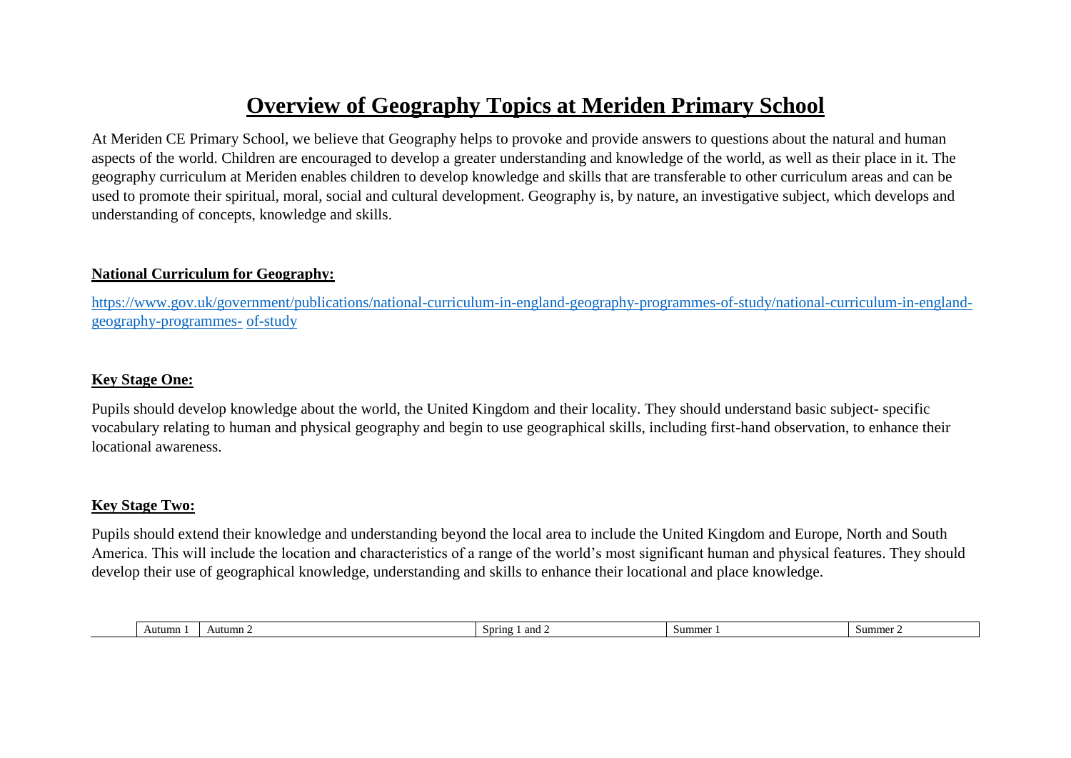# Overview of Geography Topics at Meriden Primary School

At Meriden CE Primary School, we believe that Geography helps to provoke and provide answers to questions about the natural and human aspects of the world. Children are encouraged to develop a greater understanding and knowledge of the world, as well as their place in it. The geography curriculum at Meriden enables children to develop knowledge and skills that are transferable to other curriculum areas and can be used to promote their spiritual, moral, social and cultural development. Geography is, by nature, an investigative subject, which develops and understanding of concepts, knowledge and skills.

## National Curriculum for Geography:

[https://www.gov.uk/government/publications/national-curriculum-in-england-geography-programmes-of-study/national-curriculum-in-england-geography-programmes- of-study](https://www.gov.uk/government/publications/national-curriculum-in-england-geography-programmes-of-study/national-curriculum-in-england-geography-programmes-of-study)

## Key Stage One:

Pupils should develop knowledge about the world, the United Kingdom and their locality. They should understand basic subject- specific vocabulary relating to human and physical geography and begin to use geographical skills, including first-hand observation, to enhance their locational awareness.

## Key Stage Two:

Pupils should extend their knowledge and understanding beyond the local area to include the United Kingdom and Europe, North and South America. This will include the location and characteristics of a range of the world's most significant human and physical features. They should develop their use of geographical knowledge, understanding and skills to enhance their locational and place knowledge.

| | Autumn 1 | Autumn 2 | Spring 1 and 2 | Summer 1 | Summer 2 |
|---|---|---|---|---|---|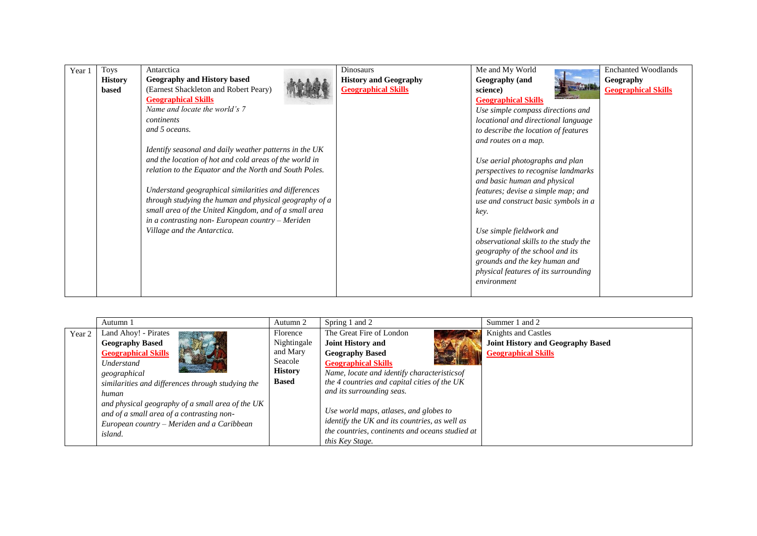| Year 1 | Toys **History based** | Antarctica **Geography and History based** (Earnest Shackleton and Robert Peary) **Geographical Skills** *Name and locate the world's 7 continents and 5 oceans.* *Identify seasonal and daily weather patterns in the UK and the location of hot and cold areas of the world in relation to the Equator and the North and South Poles.* *Understand geographical similarities and differences through studying the human and physical geography of a small area of the United Kingdom, and of a small area in a contrasting non- European country – Meriden Village and the Antarctica.* | Dinosaurs **History and Geography** **Geographical Skills** | Me and My World **Geography (and science)** **Geographical Skills** *Use simple compass directions and locational and directional language to describe the location of features and routes on a map.* *Use aerial photographs and plan perspectives to recognise landmarks and basic human and physical features; devise a simple map; and use and construct basic symbols in a key.* *Use simple fieldwork and observational skills to the study the geography of the school and its grounds and the key human and physical features of its surrounding environment* | Enchanted Woodlands **Geography** **Geographical Skills** |
|---|---|---|---|---|---|

| | Autumn 1 | Autumn 2 | Spring 1 and 2 | Summer 1 and 2 |
|---|---|---|---|---|
| Year 2 | Land Ahoy! - Pirates **Geography Based** **Geographical Skills** *Understand geographical similarities and differences through studying the human and physical geography of a small area of the UK and of a small area of a contrasting non-European country – Meriden and a Caribbean island.* | Florence Nightingale and Mary Seacole **History Based** | The Great Fire of London **Joint History and Geography Based** **Geographical Skills** *Name, locate and identify characteristicsof the 4 countries and capital cities of the UK and its surrounding seas.* *Use world maps, atlases, and globes to identify the UK and its countries, as well as the countries, continents and oceans studied at this Key Stage.* | Knights and Castles **Joint History and Geography Based** **Geographical Skills** |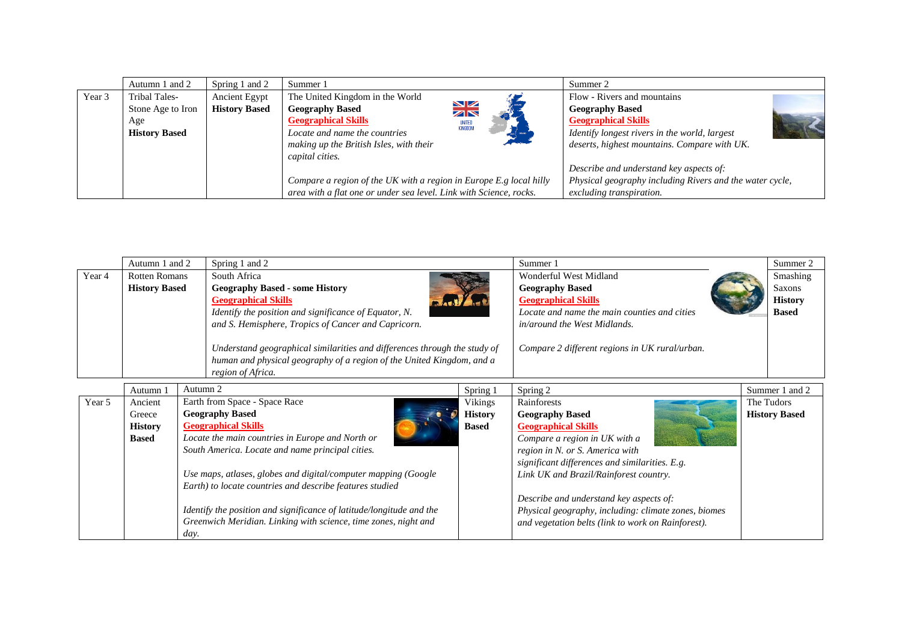| | Autumn 1 and 2 | Spring 1 and 2 | Summer 1 | Summer 2 |
|---|---|---|---|---|
| Year 3 | Tribal Tales- Stone Age to Iron Age **History Based** | Ancient Egypt **History Based** | The United Kingdom in the World **Geography Based** **Geographical Skills** *Locate and name the countries making up the British Isles, with their capital cities.* *Compare a region of the UK with a region in Europe E.g local hilly area with a flat one or under sea level. Link with Science, rocks.* | Flow - Rivers and mountains **Geography Based** **Geographical Skills** *Identify longest rivers in the world, largest deserts, highest mountains. Compare with UK.* *Describe and understand key aspects of: Physical geography including Rivers and the water cycle, excluding transpiration.* |

| | Autumn 1 and 2 | Spring 1 and 2 | Summer 1 | Summer 2 |
|---|---|---|---|---|
| Year 4 | Rotten Romans **History Based** | South Africa **Geography Based - some History** **Geographical Skills** *Identify the position and significance of Equator, N. and S. Hemisphere, Tropics of Cancer and Capricorn.* *Understand geographical similarities and differences through the study of human and physical geography of a region of the United Kingdom, and a region of Africa.* | Wonderful West Midland **Geography Based** **Geographical Skills** *Locate and name the main counties and cities in/around the West Midlands.* *Compare 2 different regions in UK rural/urban.* | Smashing Saxons **History Based** |

| | Autumn 1 | Autumn 2 | Spring 1 | Spring 2 | Summer 1 and 2 |
|---|---|---|---|---|---|
| Year 5 | Ancient Greece **History Based** | Earth from Space - Space Race **Geography Based** **Geographical Skills** *Locate the main countries in Europe and North or South America. Locate and name principal cities.* *Use maps, atlases, globes and digital/computer mapping (Google Earth) to locate countries and describe features studied* *Identify the position and significance of latitude/longitude and the Greenwich Meridian. Linking with science, time zones, night and day.* | Vikings **History Based** | Rainforests **Geography Based** **Geographical Skills** *Compare a region in UK with a region in N. or S. America with significant differences and similarities. E.g. Link UK and Brazil/Rainforest country.* *Describe and understand key aspects of: Physical geography, including: climate zones, biomes and vegetation belts (link to work on Rainforest).* | The Tudors **History Based** |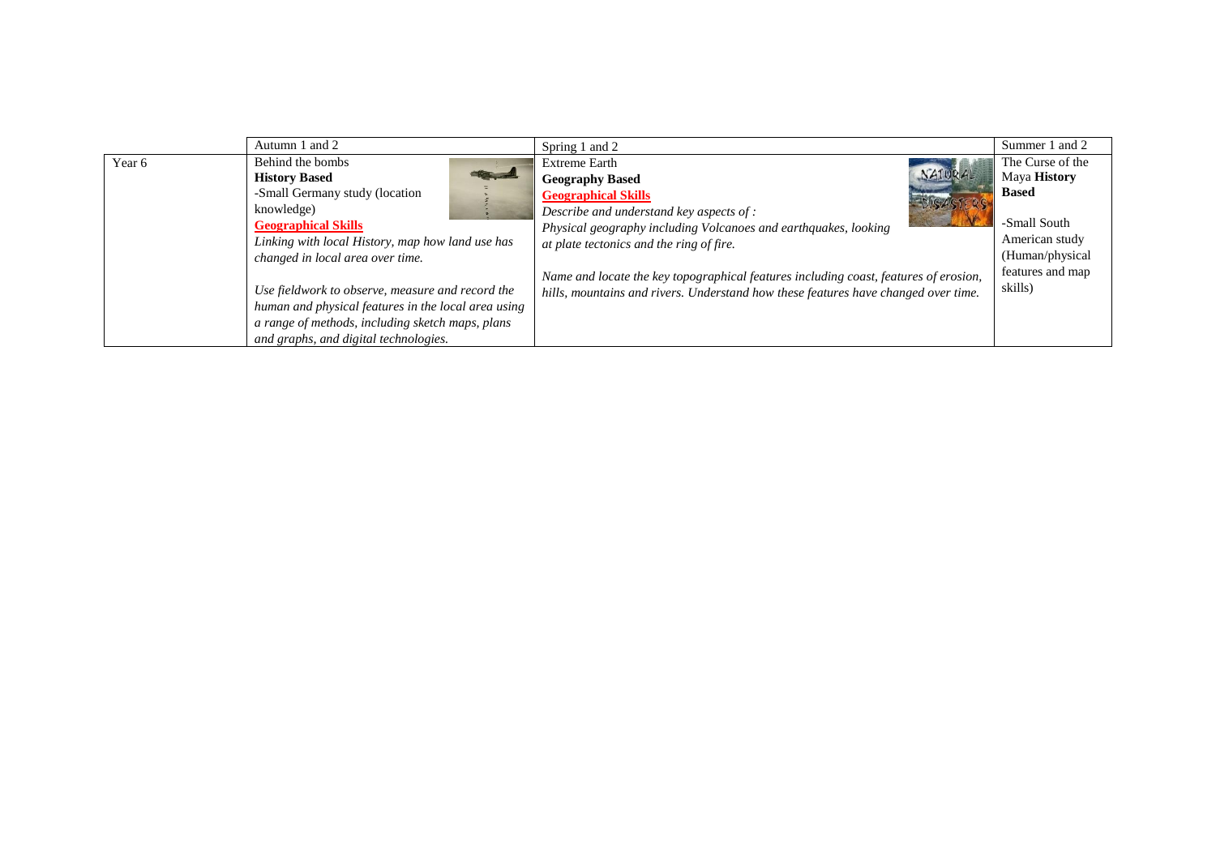| | Autumn 1 and 2 | Spring 1 and 2 | Summer 1 and 2 |
|---|---|---|---|
| Year 6 | Behind the bombs<br>**History Based**<br>-Small Germany study (location knowledge)<br>**Geographical Skills**<br>*Linking with local History, map how land use has changed in local area over time.*<br><br>*Use fieldwork to observe, measure and record the human and physical features in the local area using a range of methods, including sketch maps, plans and graphs, and digital technologies.* | Extreme Earth<br>**Geography Based**<br>**Geographical Skills**<br>*Describe and understand key aspects of :*<br>*Physical geography including Volcanoes and earthquakes, looking at plate tectonics and the ring of fire.*<br><br>*Name and locate the key topographical features including coast, features of erosion, hills, mountains and rivers. Understand how these features have changed over time.* | The Curse of the Maya **History Based**<br><br>-Small South American study (Human/physical features and map skills) |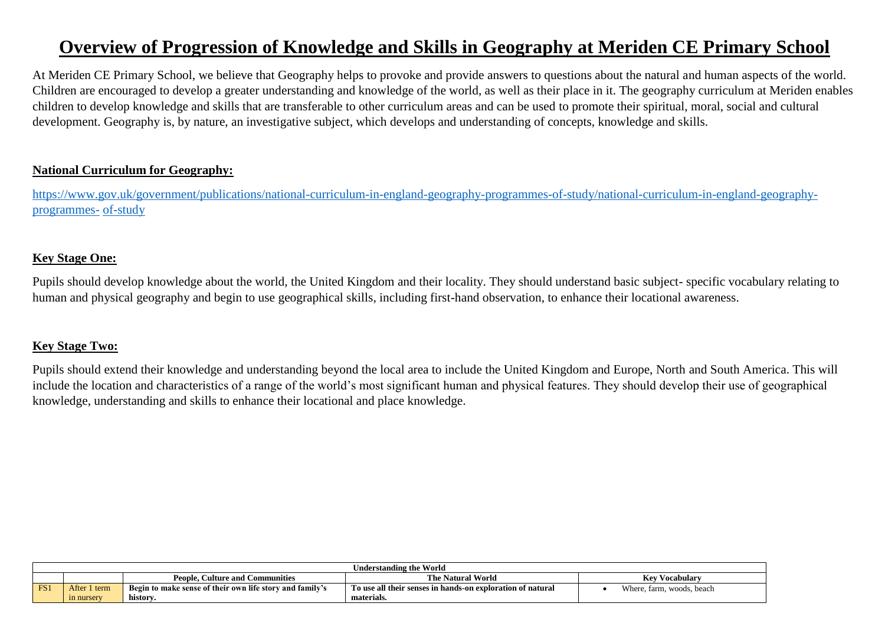# Overview of Progression of Knowledge and Skills in Geography at Meriden CE Primary School

At Meriden CE Primary School, we believe that Geography helps to provoke and provide answers to questions about the natural and human aspects of the world. Children are encouraged to develop a greater understanding and knowledge of the world, as well as their place in it. The geography curriculum at Meriden enables children to develop knowledge and skills that are transferable to other curriculum areas and can be used to promote their spiritual, moral, social and cultural development. Geography is, by nature, an investigative subject, which develops and understanding of concepts, knowledge and skills.

## National Curriculum for Geography:

https://www.gov.uk/government/publications/national-curriculum-in-england-geography-programmes-of-study/national-curriculum-in-england-geography-programmes- of-study

## Key Stage One:

Pupils should develop knowledge about the world, the United Kingdom and their locality. They should understand basic subject- specific vocabulary relating to human and physical geography and begin to use geographical skills, including first-hand observation, to enhance their locational awareness.

## Key Stage Two:

Pupils should extend their knowledge and understanding beyond the local area to include the United Kingdom and Europe, North and South America. This will include the location and characteristics of a range of the world's most significant human and physical features. They should develop their use of geographical knowledge, understanding and skills to enhance their locational and place knowledge.

| Understanding the World | | | | |
|---|---|---|---|---|
| | | **People, Culture and Communities** | **The Natural World** | **Key Vocabulary** |
| FS1 | After 1 term in nursery | **Begin to make sense of their own life story and family's history.** | **To use all their senses in hands-on exploration of natural materials.** | • Where, farm, woods, beach |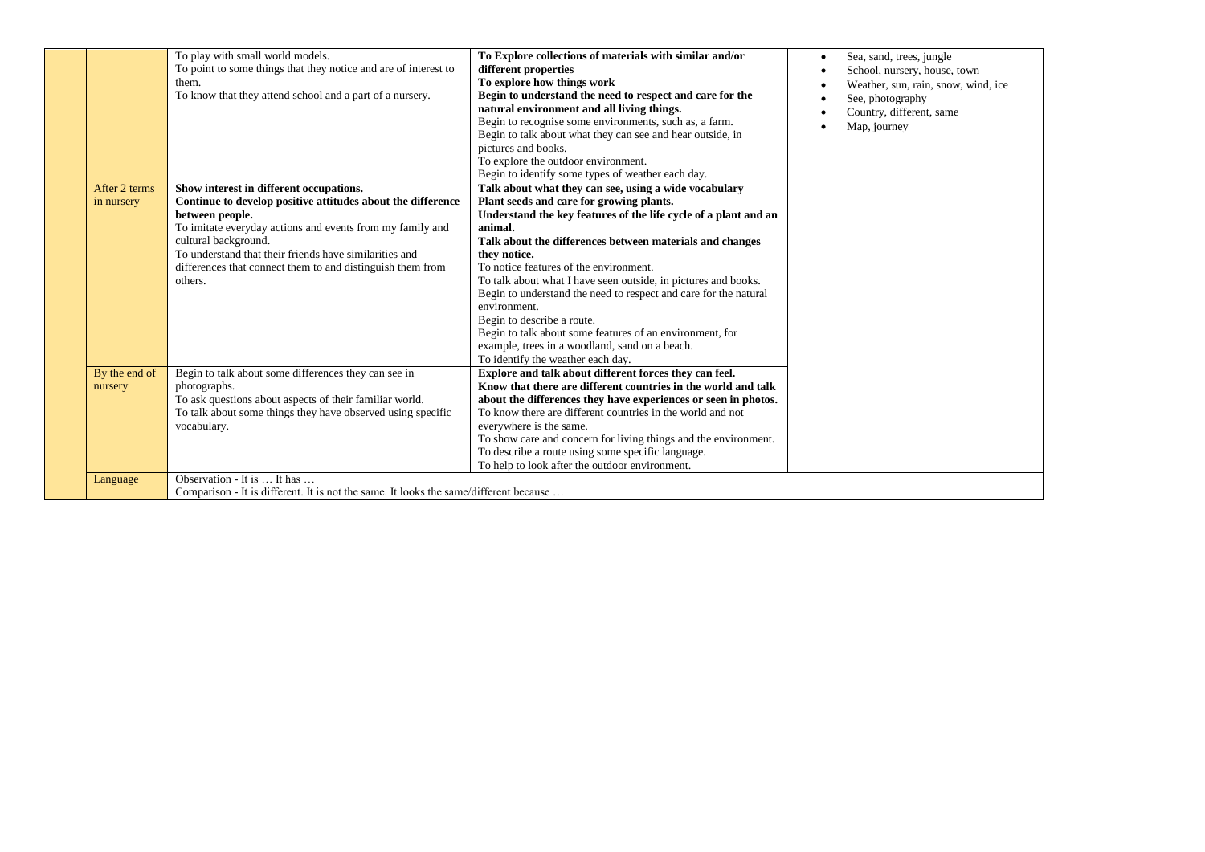| | | | | |
|---|---|---|---|---|
| | | To play with small world models.<br>To point to some things that they notice and are of interest to them.<br>To know that they attend school and a part of a nursery. | **To Explore collections of materials with similar and/or different properties**<br>**To explore how things work**<br>**Begin to understand the need to respect and care for the natural environment and all living things.**<br>Begin to recognise some environments, such as, a farm.<br>Begin to talk about what they can see and hear outside, in pictures and books.<br>To explore the outdoor environment.<br>Begin to identify some types of weather each day. | • Sea, sand, trees, jungle<br>• School, nursery, house, town<br>• Weather, sun, rain, snow, wind, ice<br>• See, photography<br>• Country, different, same<br>• Map, journey |
| | After 2 terms in nursery | **Show interest in different occupations.**<br>**Continue to develop positive attitudes about the difference between people.**<br>To imitate everyday actions and events from my family and cultural background.<br>To understand that their friends have similarities and differences that connect them to and distinguish them from others. | **Talk about what they can see, using a wide vocabulary**<br>**Plant seeds and care for growing plants.**<br>**Understand the key features of the life cycle of a plant and an animal.**<br>**Talk about the differences between materials and changes they notice.**<br>To notice features of the environment.<br>To talk about what I have seen outside, in pictures and books.<br>Begin to understand the need to respect and care for the natural environment.<br>Begin to describe a route.<br>Begin to talk about some features of an environment, for example, trees in a woodland, sand on a beach.<br>To identify the weather each day. | |
| | By the end of nursery | Begin to talk about some differences they can see in photographs.<br>To ask questions about aspects of their familiar world.<br>To talk about some things they have observed using specific vocabulary. | **Explore and talk about different forces they can feel.**<br>**Know that there are different countries in the world and talk about the differences they have experiences or seen in photos.**<br>To know there are different countries in the world and not everywhere is the same.<br>To show care and concern for living things and the environment.<br>To describe a route using some specific language.<br>To help to look after the outdoor environment. | |
| | Language | Observation - It is … It has …<br>Comparison - It is different. It is not the same. It looks the same/different because … | | |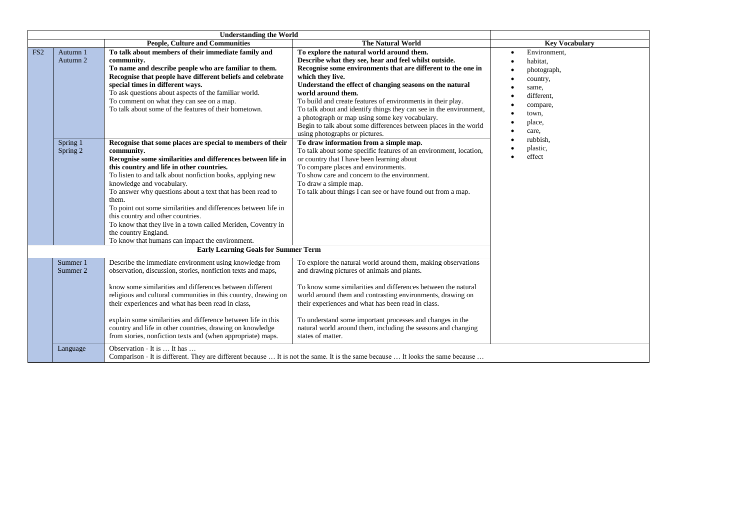| Understanding the World | | | | |
|---|---|---|---|---|
| | | **People, Culture and Communities** | **The Natural World** | **Key Vocabulary** |
| FS2 | Autumn 1<br>Autumn 2 | **To talk about members of their immediate family and community.**<br>**To name and describe people who are familiar to them.**<br>**Recognise that people have different beliefs and celebrate special times in different ways.**<br>To ask questions about aspects of the familiar world.<br>To comment on what they can see on a map.<br>To talk about some of the features of their hometown. | **To explore the natural world around them.**<br>**Describe what they see, hear and feel whilst outside.**<br>**Recognise some environments that are different to the one in which they live.**<br>**Understand the effect of changing seasons on the natural world around them.**<br>To build and create features of environments in their play.<br>To talk about and identify things they can see in the environment, a photograph or map using some key vocabulary.<br>Begin to talk about some differences between places in the world using photographs or pictures. | • Environment,<br>• habitat,<br>• photograph,<br>• country,<br>• same,<br>• different,<br>• compare,<br>• town,<br>• place,<br>• care,<br>• rubbish,<br>• plastic,<br>• effect |
| | Spring 1<br>Spring 2 | **Recognise that some places are special to members of their community.**<br>**Recognise some similarities and differences between life in this country and life in other countries.**<br>To listen to and talk about nonfiction books, applying new knowledge and vocabulary.<br>To answer why questions about a text that has been read to them.<br>To point out some similarities and differences between life in this country and other countries.<br>To know that they live in a town called Meriden, Coventry in the country England.<br>To know that humans can impact the environment. | **To draw information from a simple map.**<br>To talk about some specific features of an environment, location, or country that I have been learning about<br>To compare places and environments.<br>To show care and concern to the environment.<br>To draw a simple map.<br>To talk about things I can see or have found out from a map. | |
| **Early Learning Goals for Summer Term** | | | | |
| | Summer 1<br>Summer 2 | Describe the immediate environment using knowledge from observation, discussion, stories, nonfiction texts and maps,<br><br>know some similarities and differences between different religious and cultural communities in this country, drawing on their experiences and what has been read in class,<br><br>explain some similarities and difference between life in this country and life in other countries, drawing on knowledge from stories, nonfiction texts and (when appropriate) maps. | To explore the natural world around them, making observations and drawing pictures of animals and plants.<br><br>To know some similarities and differences between the natural world around them and contrasting environments, drawing on their experiences and what has been read in class.<br><br>To understand some important processes and changes in the natural world around them, including the seasons and changing states of matter. | |
| | Language | Observation - It is … It has …<br>Comparison - It is different. They are different because … It is not the same. It is the same because … It looks the same because … | | |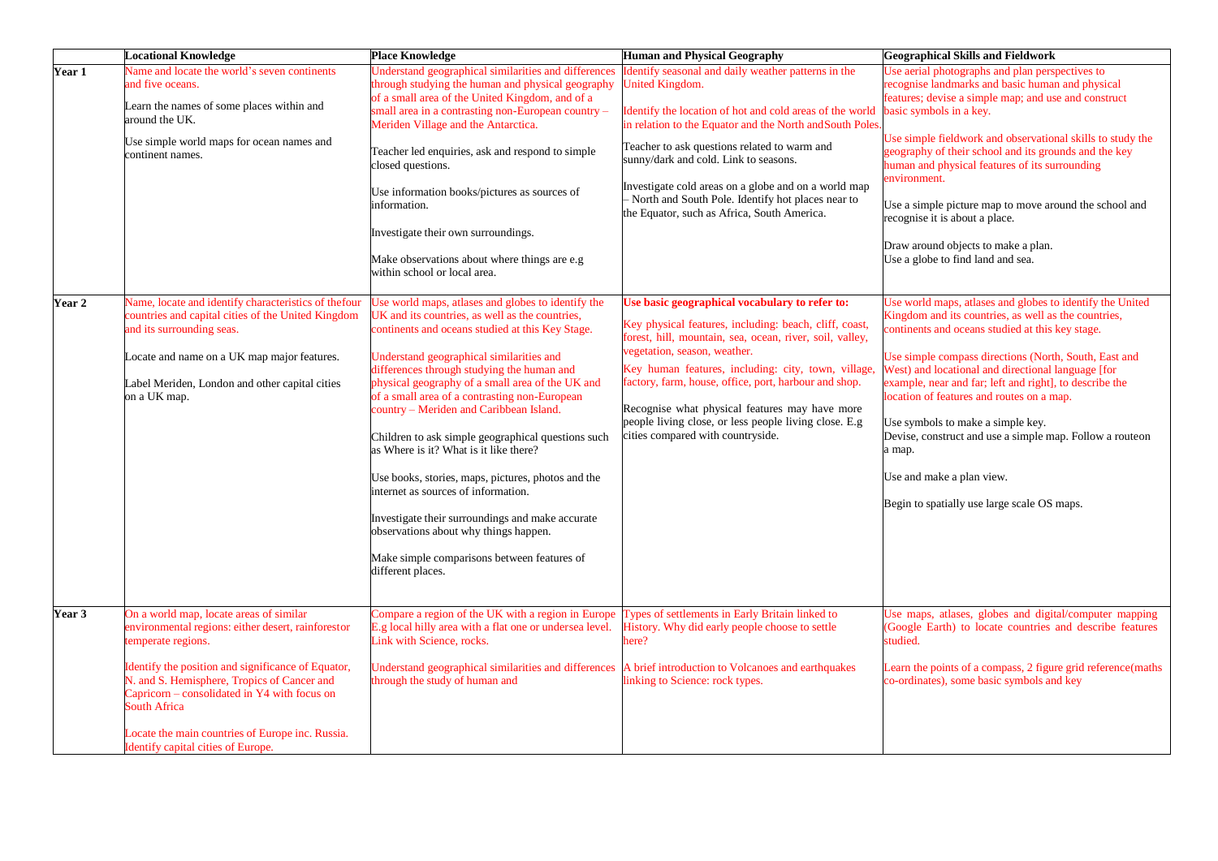| | Locational Knowledge | Place Knowledge | Human and Physical Geography | Geographical Skills and Fieldwork |
|---|---|---|---|---|
| **Year 1** | Name and locate the world's seven continents and five oceans.<br><br>Learn the names of some places within and around the UK.<br><br>Use simple world maps for ocean names and continent names. | Understand geographical similarities and differences through studying the human and physical geography of a small area of the United Kingdom, and of a small area in a contrasting non-European country – Meriden Village and the Antarctica.<br><br>Teacher led enquiries, ask and respond to simple closed questions.<br><br>Use information books/pictures as sources of information.<br><br>Investigate their own surroundings.<br><br>Make observations about where things are e.g within school or local area. | Identify seasonal and daily weather patterns in the United Kingdom.<br><br>Identify the location of hot and cold areas of the world in relation to the Equator and the North andSouth Poles.<br><br>Teacher to ask questions related to warm and sunny/dark and cold. Link to seasons.<br><br>Investigate cold areas on a globe and on a world map – North and South Pole. Identify hot places near to the Equator, such as Africa, South America. | Use aerial photographs and plan perspectives to recognise landmarks and basic human and physical features; devise a simple map; and use and construct basic symbols in a key.<br><br>Use simple fieldwork and observational skills to study the geography of their school and its grounds and the key human and physical features of its surrounding environment.<br><br>Use a simple picture map to move around the school and recognise it is about a place.<br><br>Draw around objects to make a plan.<br>Use a globe to find land and sea. |
| **Year 2** | Name, locate and identify characteristics of thefour countries and capital cities of the United Kingdom and its surrounding seas.<br><br>Locate and name on a UK map major features.<br><br>Label Meriden, London and other capital cities on a UK map. | Use world maps, atlases and globes to identify the UK and its countries, as well as the countries, continents and oceans studied at this Key Stage.<br><br>Understand geographical similarities and differences through studying the human and physical geography of a small area of the UK and of a small area of a contrasting non-European country – Meriden and Caribbean Island.<br><br>Children to ask simple geographical questions such as Where is it? What is it like there?<br><br>Use books, stories, maps, pictures, photos and the internet as sources of information.<br><br>Investigate their surroundings and make accurate observations about why things happen.<br><br>Make simple comparisons between features of different places. | **Use basic geographical vocabulary to refer to:**<br><br>Key physical features, including: beach, cliff, coast, forest, hill, mountain, sea, ocean, river, soil, valley, vegetation, season, weather.<br><br>Key human features, including: city, town, village, factory, farm, house, office, port, harbour and shop.<br><br>Recognise what physical features may have more people living close, or less people living close. E.g cities compared with countryside. | Use world maps, atlases and globes to identify the United Kingdom and its countries, as well as the countries, continents and oceans studied at this key stage.<br><br>Use simple compass directions (North, South, East and West) and locational and directional language [for example, near and far; left and right], to describe the location of features and routes on a map.<br><br>Use symbols to make a simple key.<br>Devise, construct and use a simple map. Follow a routeon a map.<br><br>Use and make a plan view.<br><br>Begin to spatially use large scale OS maps. |
| **Year 3** | On a world map, locate areas of similar environmental regions: either desert, rainforestor temperate regions.<br><br>Identify the position and significance of Equator, N. and S. Hemisphere, Tropics of Cancer and Capricorn – consolidated in Y4 with focus on South Africa<br><br>Locate the main countries of Europe inc. Russia. Identify capital cities of Europe. | Compare a region of the UK with a region in Europe E.g local hilly area with a flat one or undersea level. Link with Science, rocks.<br><br>Understand geographical similarities and differences through the study of human and | Types of settlements in Early Britain linked to History. Why did early people choose to settle here?<br><br>A brief introduction to Volcanoes and earthquakes linking to Science: rock types. | Use maps, atlases, globes and digital/computer mapping (Google Earth) to locate countries and describe features studied.<br><br>Learn the points of a compass, 2 figure grid reference(maths co-ordinates), some basic symbols and key |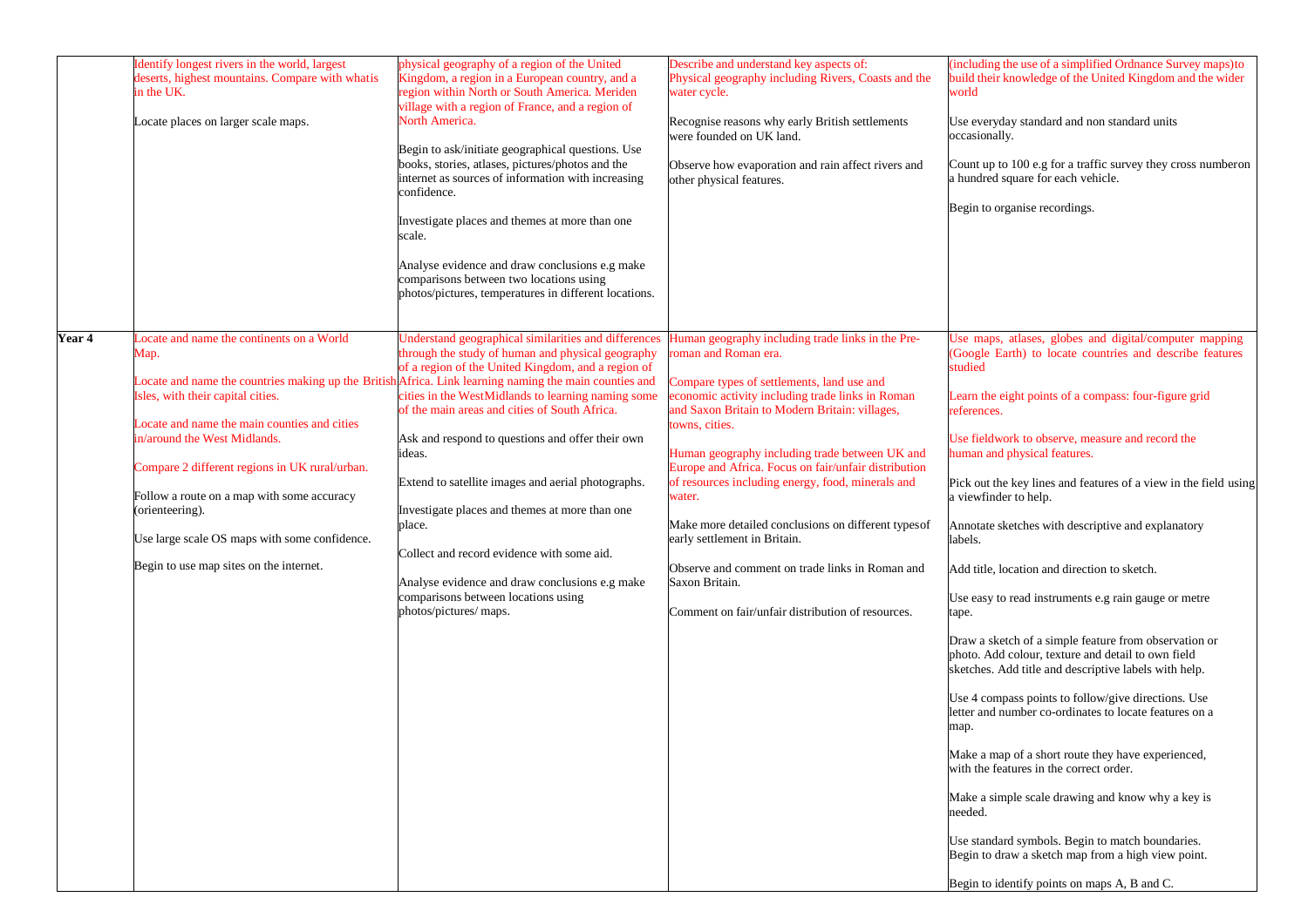| | | | | |
|---|---|---|---|---|
| | Identify longest rivers in the world, largest deserts, highest mountains. Compare with whatis in the UK.<br><br>Locate places on larger scale maps. | physical geography of a region of the United Kingdom, a region in a European country, and a region within North or South America. Meriden village with a region of France, and a region of North America.<br><br>Begin to ask/initiate geographical questions. Use books, stories, atlases, pictures/photos and the internet as sources of information with increasing confidence.<br><br>Investigate places and themes at more than one scale.<br><br>Analyse evidence and draw conclusions e.g make comparisons between two locations using photos/pictures, temperatures in different locations. | Describe and understand key aspects of: Physical geography including Rivers, Coasts and the water cycle.<br><br>Recognise reasons why early British settlements were founded on UK land.<br><br>Observe how evaporation and rain affect rivers and other physical features. | (including the use of a simplified Ordnance Survey maps)to build their knowledge of the United Kingdom and the wider world<br><br>Use everyday standard and non standard units occasionally.<br><br>Count up to 100 e.g for a traffic survey they cross numberon a hundred square for each vehicle.<br><br>Begin to organise recordings. |
| **Year 4** | Locate and name the continents on a World Map.<br><br>Locate and name the countries making up the British Isles, with their capital cities.<br><br>Locate and name the main counties and cities in/around the West Midlands.<br><br>Compare 2 different regions in UK rural/urban.<br><br>Follow a route on a map with some accuracy (orienteering).<br><br>Use large scale OS maps with some confidence.<br><br>Begin to use map sites on the internet. | Understand geographical similarities and differences through the study of human and physical geography of a region of the United Kingdom, and a region of Africa. Link learning naming the main counties and cities in the WestMidlands to learning naming some of the main areas and cities of South Africa.<br><br>Ask and respond to questions and offer their own ideas.<br><br>Extend to satellite images and aerial photographs.<br><br>Investigate places and themes at more than one place.<br><br>Collect and record evidence with some aid.<br><br>Analyse evidence and draw conclusions e.g make comparisons between locations using photos/pictures/ maps. | Human geography including trade links in the Pre-roman and Roman era.<br><br>Compare types of settlements, land use and economic activity including trade links in Roman and Saxon Britain to Modern Britain: villages, towns, cities.<br><br>Human geography including trade between UK and Europe and Africa. Focus on fair/unfair distribution of resources including energy, food, minerals and water.<br><br>Make more detailed conclusions on different typesof early settlement in Britain.<br><br>Observe and comment on trade links in Roman and Saxon Britain.<br><br>Comment on fair/unfair distribution of resources. | Use maps, atlases, globes and digital/computer mapping (Google Earth) to locate countries and describe features studied<br><br>Learn the eight points of a compass: four-figure grid references.<br><br>Use fieldwork to observe, measure and record the human and physical features.<br><br>Pick out the key lines and features of a view in the field using a viewfinder to help.<br><br>Annotate sketches with descriptive and explanatory labels.<br><br>Add title, location and direction to sketch.<br><br>Use easy to read instruments e.g rain gauge or metre tape.<br><br>Draw a sketch of a simple feature from observation or photo. Add colour, texture and detail to own field sketches. Add title and descriptive labels with help.<br><br>Use 4 compass points to follow/give directions. Use letter and number co-ordinates to locate features on a map.<br><br>Make a map of a short route they have experienced, with the features in the correct order.<br><br>Make a simple scale drawing and know why a key is needed.<br><br>Use standard symbols. Begin to match boundaries. Begin to draw a sketch map from a high view point.<br><br>Begin to identify points on maps A, B and C. |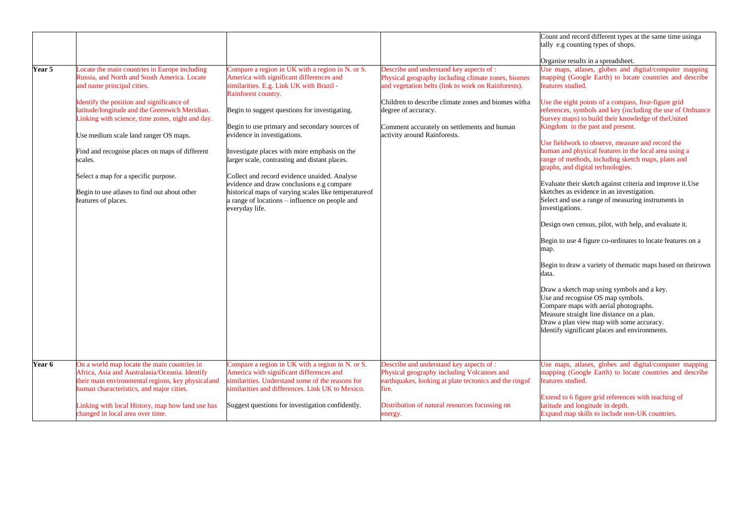| | | | | |
|---|---|---|---|---|
| | | | | Count and record different types at the same time usinga tally e.g counting types of shops.<br><br>Organise results in a spreadsheet. |
| **Year 5** | Locate the main countries in Europe including Russia, and North and South America. Locate and name principal cities.<br><br>Identify the position and significance of latitude/longitude and the Greenwich Meridian. Linking with science, time zones, night and day.<br><br>Use medium scale land ranger OS maps.<br><br>Find and recognise places on maps of different scales.<br><br>Select a map for a specific purpose.<br><br>Begin to use atlases to find out about other features of places. | Compare a region in UK with a region in N. or S. America with significant differences and similarities. E.g. Link UK with Brazil - Rainforest country.<br><br>Begin to suggest questions for investigating.<br><br>Begin to use primary and secondary sources of evidence in investigations.<br><br>Investigate places with more emphasis on the larger scale, contrasting and distant places.<br><br>Collect and record evidence unaided. Analyse evidence and draw conclusions e.g compare historical maps of varying scales like temperatureof a range of locations – influence on people and everyday life. | Describe and understand key aspects of :<br>Physical geography including climate zones, biomes and vegetation belts (link to work on Rainforests).<br><br>Children to describe climate zones and biomes witha degree of accuracy.<br><br>Comment accurately on settlements and human activity around Rainforests. | Use maps, atlases, globes and digital/computer mapping mapping (Google Earth) to locate countries and describe features studied.<br><br>Use the eight points of a compass, four-figure grid references, symbols and key (including the use of Ordnance Survey maps) to build their knowledge of theUnited Kingdom in the past and present.<br><br>Use fieldwork to observe, measure and record the human and physical features in the local area using a range of methods, including sketch maps, plans and graphs, and digital technologies.<br><br>Evaluate their sketch against criteria and improve it.Use sketches as evidence in an investigation.<br>Select and use a range of measuring instruments in investigations.<br><br>Design own census, pilot, with help, and evaluate it.<br><br>Begin to use 4 figure co-ordinates to locate features on a map.<br><br>Begin to draw a variety of thematic maps based on theirown data.<br><br>Draw a sketch map using symbols and a key.<br>Use and recognise OS map symbols.<br>Compare maps with aerial photographs.<br>Measure straight line distance on a plan.<br>Draw a plan view map with some accuracy.<br>Identify significant places and environments. |
| **Year 6** | On a world map locate the main countries in Africa, Asia and Australasia/Oceania. Identify their main environmental regions, key physicaland human characteristics, and major cities.<br><br>Linking with local History, map how land use has changed in local area over time. | Compare a region in UK with a region in N. or S. America with significant differences and similarities. Understand some of the reasons for similarities and differences. Link UK to Mexico.<br><br>Suggest questions for investigation confidently. | Describe and understand key aspects of :<br>Physical geography including Volcanoes and earthquakes, looking at plate tectonics and the ringof fire.<br><br>Distribution of natural resources focussing on energy. | Use maps, atlases, globes and digital/computer mapping mapping (Google Earth) to locate countries and describe features studied.<br><br>Extend to 6 figure grid references with teaching of latitude and longitude in depth.<br>Expand map skills to include non-UK countries. |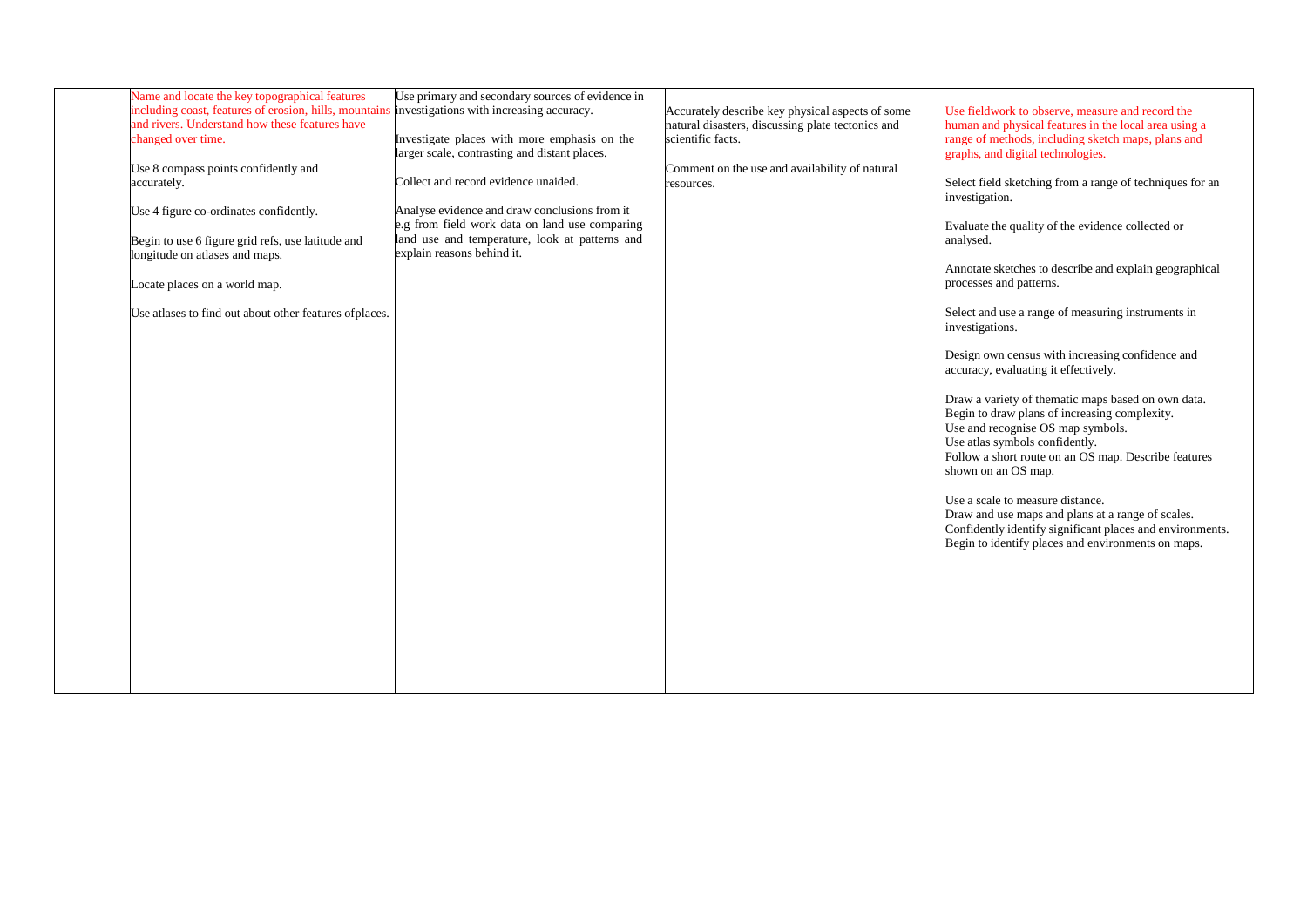| | | | | |
|---|---|---|---|---|
| | Name and locate the key topographical features including coast, features of erosion, hills, mountains and rivers. Understand how these features have changed over time.<br><br>Use 8 compass points confidently and accurately.<br><br>Use 4 figure co-ordinates confidently.<br><br>Begin to use 6 figure grid refs, use latitude and longitude on atlases and maps.<br><br>Locate places on a world map.<br><br>Use atlases to find out about other features ofplaces. | Use primary and secondary sources of evidence in investigations with increasing accuracy.<br><br>Investigate places with more emphasis on the larger scale, contrasting and distant places.<br><br>Collect and record evidence unaided.<br><br>Analyse evidence and draw conclusions from it e.g from field work data on land use comparing land use and temperature, look at patterns and explain reasons behind it. | Accurately describe key physical aspects of some natural disasters, discussing plate tectonics and scientific facts.<br><br>Comment on the use and availability of natural resources. | Use fieldwork to observe, measure and record the human and physical features in the local area using a range of methods, including sketch maps, plans and graphs, and digital technologies.<br><br>Select field sketching from a range of techniques for an investigation.<br><br>Evaluate the quality of the evidence collected or analysed.<br><br>Annotate sketches to describe and explain geographical processes and patterns.<br><br>Select and use a range of measuring instruments in investigations.<br><br>Design own census with increasing confidence and accuracy, evaluating it effectively.<br><br>Draw a variety of thematic maps based on own data.<br>Begin to draw plans of increasing complexity.<br>Use and recognise OS map symbols.<br>Use atlas symbols confidently.<br>Follow a short route on an OS map. Describe features shown on an OS map.<br><br>Use a scale to measure distance.<br>Draw and use maps and plans at a range of scales.<br>Confidently identify significant places and environments.<br>Begin to identify places and environments on maps. |